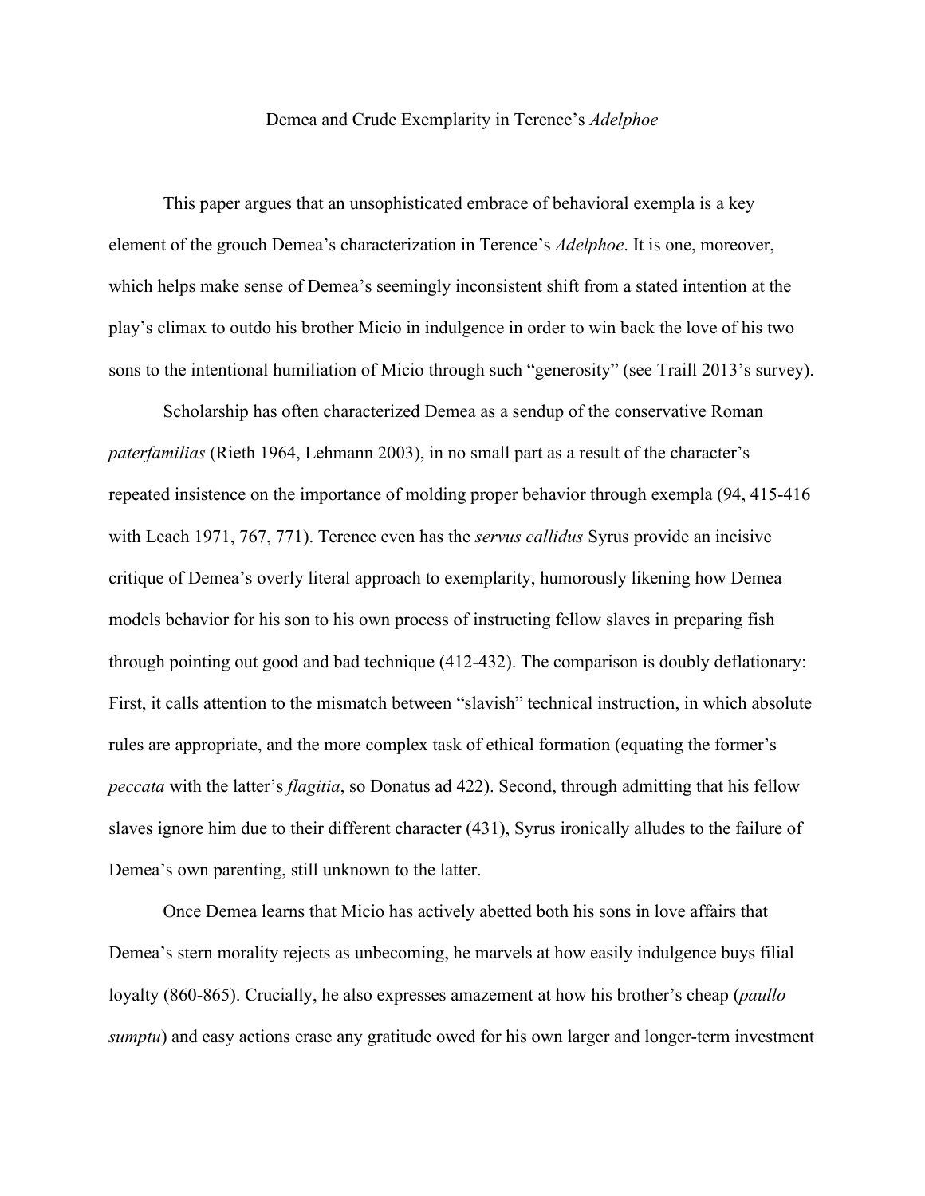# Demea and Crude Exemplarity in Terence's *Adelphoe*

This paper argues that an unsophisticated embrace of behavioral exempla is a key element of the grouch Demea's characterization in Terence's *Adelphoe*. It is one, moreover, which helps make sense of Demea's seemingly inconsistent shift from a stated intention at the play's climax to outdo his brother Micio in indulgence in order to win back the love of his two sons to the intentional humiliation of Micio through such "generosity" (see Traill 2013's survey).

Scholarship has often characterized Demea as a sendup of the conservative Roman *paterfamilias* (Rieth 1964, Lehmann 2003), in no small part as a result of the character's repeated insistence on the importance of molding proper behavior through exempla (94, 415-416 with Leach 1971, 767, 771). Terence even has the *servus callidus* Syrus provide an incisive critique of Demea's overly literal approach to exemplarity, humorously likening how Demea models behavior for his son to his own process of instructing fellow slaves in preparing fish through pointing out good and bad technique (412-432). The comparison is doubly deflationary: First, it calls attention to the mismatch between "slavish" technical instruction, in which absolute rules are appropriate, and the more complex task of ethical formation (equating the former's *peccata* with the latter's *flagitia*, so Donatus ad 422). Second, through admitting that his fellow slaves ignore him due to their different character (431), Syrus ironically alludes to the failure of Demea's own parenting, still unknown to the latter.

Once Demea learns that Micio has actively abetted both his sons in love affairs that Demea's stern morality rejects as unbecoming, he marvels at how easily indulgence buys filial loyalty (860-865). Crucially, he also expresses amazement at how his brother's cheap (*paullo sumptu*) and easy actions erase any gratitude owed for his own larger and longer-term investment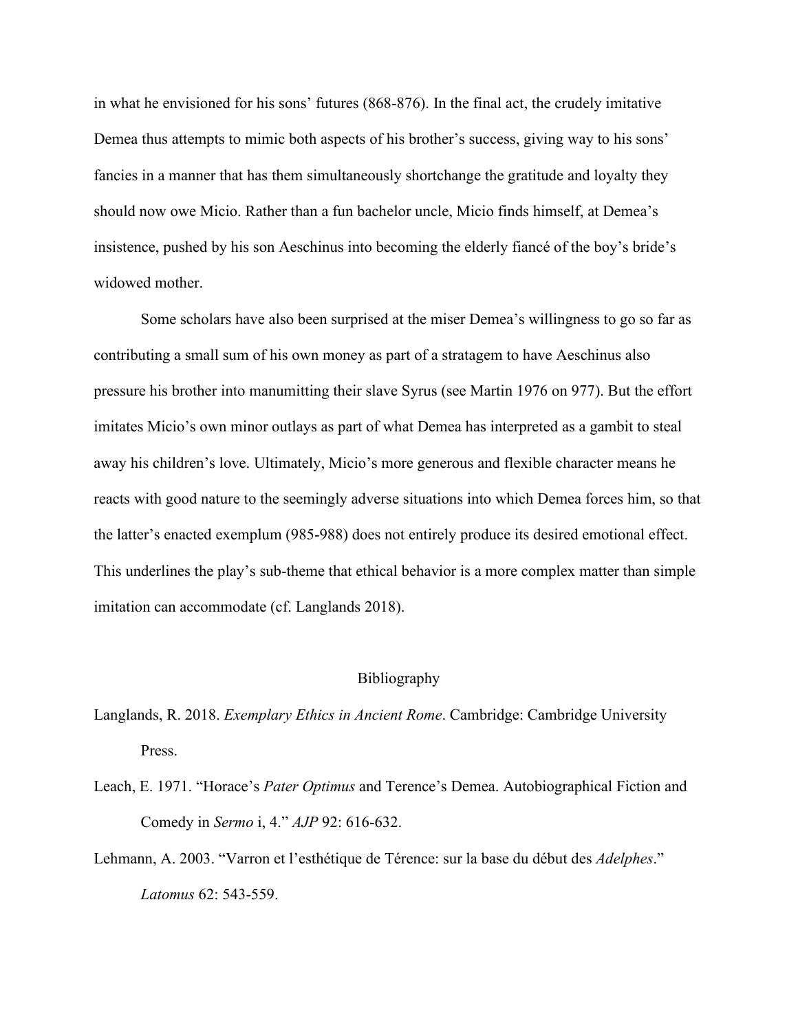in what he envisioned for his sons' futures (868-876). In the final act, the crudely imitative Demea thus attempts to mimic both aspects of his brother's success, giving way to his sons' fancies in a manner that has them simultaneously shortchange the gratitude and loyalty they should now owe Micio. Rather than a fun bachelor uncle, Micio finds himself, at Demea's insistence, pushed by his son Aeschinus into becoming the elderly fiancé of the boy's bride's widowed mother.

Some scholars have also been surprised at the miser Demea's willingness to go so far as contributing a small sum of his own money as part of a stratagem to have Aeschinus also pressure his brother into manumitting their slave Syrus (see Martin 1976 on 977). But the effort imitates Micio's own minor outlays as part of what Demea has interpreted as a gambit to steal away his children's love. Ultimately, Micio's more generous and flexible character means he reacts with good nature to the seemingly adverse situations into which Demea forces him, so that the latter's enacted exemplum (985-988) does not entirely produce its desired emotional effect. This underlines the play's sub-theme that ethical behavior is a more complex matter than simple imitation can accommodate (cf. Langlands 2018).

## Bibliography

Langlands, R. 2018. *Exemplary Ethics in Ancient Rome*. Cambridge: Cambridge University Press.

Leach, E. 1971. "Horace's *Pater Optimus* and Terence's Demea. Autobiographical Fiction and Comedy in *Sermo* i, 4." *AJP* 92: 616-632.

Lehmann, A. 2003. "Varron et l'esthétique de Térence: sur la base du début des *Adelphes*." *Latomus* 62: 543-559.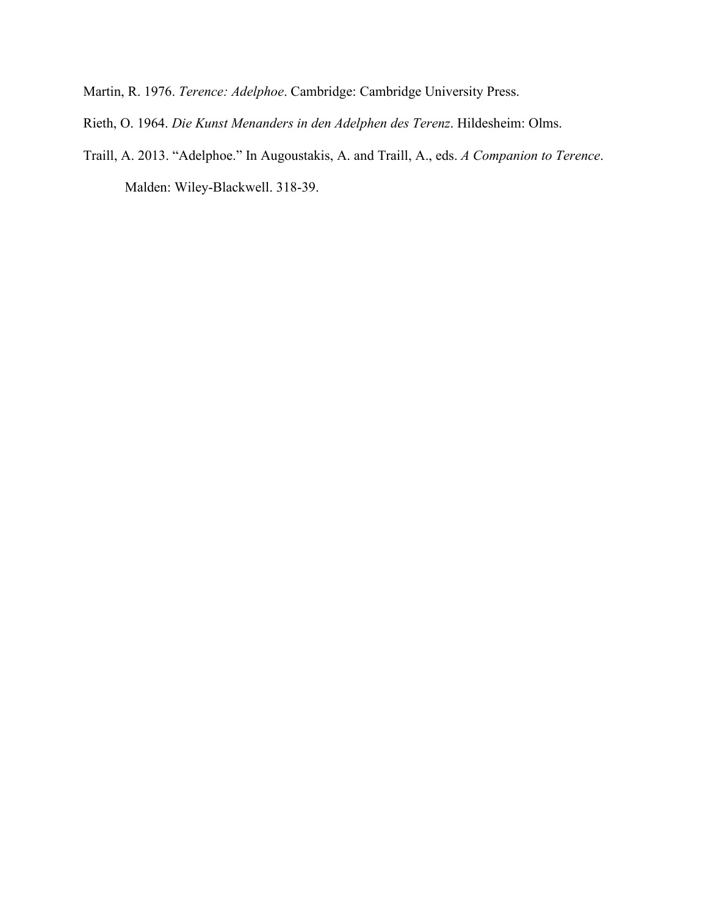Martin, R. 1976. *Terence: Adelphoe*. Cambridge: Cambridge University Press.

Rieth, O. 1964. *Die Kunst Menanders in den Adelphen des Terenz*. Hildesheim: Olms.

Traill, A. 2013. "Adelphoe." In Augoustakis, A. and Traill, A., eds. *A Companion to Terence*. Malden: Wiley-Blackwell. 318-39.